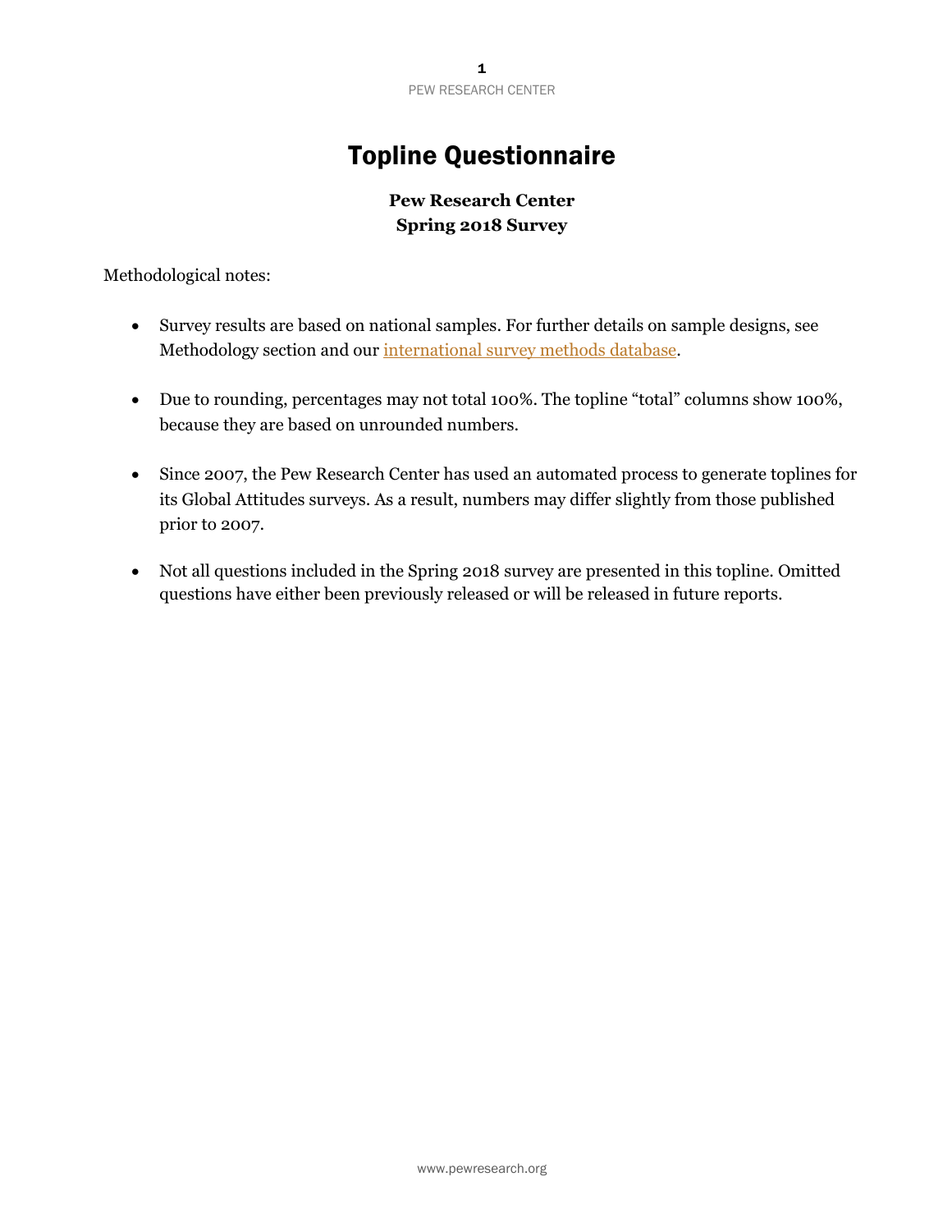# Topline Questionnaire

**Pew Research Center**
**Spring 2018 Survey**

Methodological notes:

- Survey results are based on national samples. For further details on sample designs, see Methodology section and our international survey methods database.
- Due to rounding, percentages may not total 100%. The topline "total" columns show 100%, because they are based on unrounded numbers.
- Since 2007, the Pew Research Center has used an automated process to generate toplines for its Global Attitudes surveys. As a result, numbers may differ slightly from those published prior to 2007.
- Not all questions included in the Spring 2018 survey are presented in this topline. Omitted questions have either been previously released or will be released in future reports.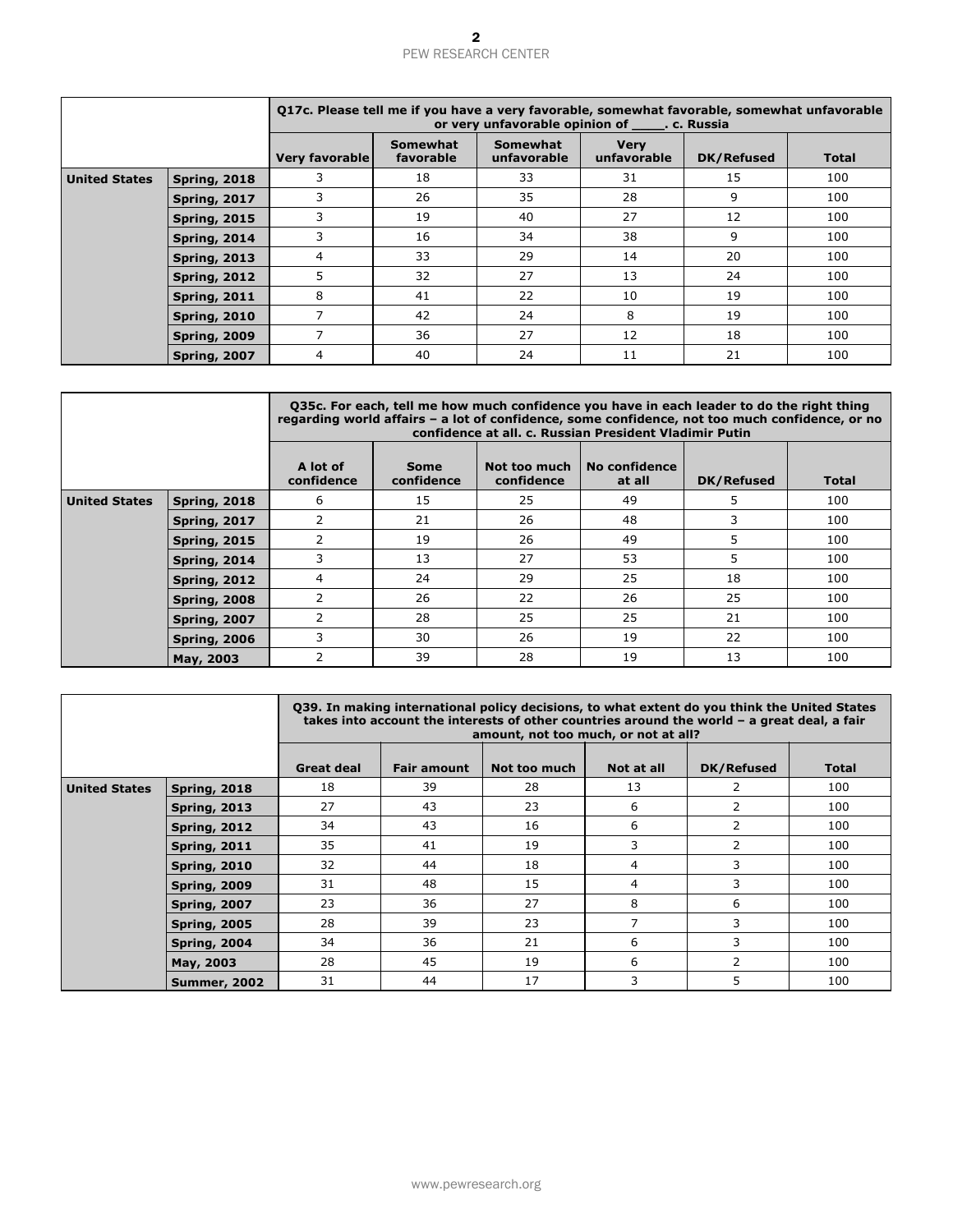| | | Q17c. Please tell me if you have a very favorable, somewhat favorable, somewhat unfavorable or very unfavorable opinion of ____. c. Russia | | | | | |
|---|---|---|---|---|---|---|---|
| | | Very favorable | Somewhat favorable | Somewhat unfavorable | Very unfavorable | DK/Refused | Total |
| United States | Spring, 2018 | 3 | 18 | 33 | 31 | 15 | 100 |
| | Spring, 2017 | 3 | 26 | 35 | 28 | 9 | 100 |
| | Spring, 2015 | 3 | 19 | 40 | 27 | 12 | 100 |
| | Spring, 2014 | 3 | 16 | 34 | 38 | 9 | 100 |
| | Spring, 2013 | 4 | 33 | 29 | 14 | 20 | 100 |
| | Spring, 2012 | 5 | 32 | 27 | 13 | 24 | 100 |
| | Spring, 2011 | 8 | 41 | 22 | 10 | 19 | 100 |
| | Spring, 2010 | 7 | 42 | 24 | 8 | 19 | 100 |
| | Spring, 2009 | 7 | 36 | 27 | 12 | 18 | 100 |
| | Spring, 2007 | 4 | 40 | 24 | 11 | 21 | 100 |

| | | Q35c. For each, tell me how much confidence you have in each leader to do the right thing regarding world affairs – a lot of confidence, some confidence, not too much confidence, or no confidence at all. c. Russian President Vladimir Putin | | | | | |
|---|---|---|---|---|---|---|---|
| | | A lot of confidence | Some confidence | Not too much confidence | No confidence at all | DK/Refused | Total |
| United States | Spring, 2018 | 6 | 15 | 25 | 49 | 5 | 100 |
| | Spring, 2017 | 2 | 21 | 26 | 48 | 3 | 100 |
| | Spring, 2015 | 2 | 19 | 26 | 49 | 5 | 100 |
| | Spring, 2014 | 3 | 13 | 27 | 53 | 5 | 100 |
| | Spring, 2012 | 4 | 24 | 29 | 25 | 18 | 100 |
| | Spring, 2008 | 2 | 26 | 22 | 26 | 25 | 100 |
| | Spring, 2007 | 2 | 28 | 25 | 25 | 21 | 100 |
| | Spring, 2006 | 3 | 30 | 26 | 19 | 22 | 100 |
| | May, 2003 | 2 | 39 | 28 | 19 | 13 | 100 |

| | | Q39. In making international policy decisions, to what extent do you think the United States takes into account the interests of other countries around the world – a great deal, a fair amount, not too much, or not at all? | | | | | |
|---|---|---|---|---|---|---|---|
| | | Great deal | Fair amount | Not too much | Not at all | DK/Refused | Total |
| United States | Spring, 2018 | 18 | 39 | 28 | 13 | 2 | 100 |
| | Spring, 2013 | 27 | 43 | 23 | 6 | 2 | 100 |
| | Spring, 2012 | 34 | 43 | 16 | 6 | 2 | 100 |
| | Spring, 2011 | 35 | 41 | 19 | 3 | 2 | 100 |
| | Spring, 2010 | 32 | 44 | 18 | 4 | 3 | 100 |
| | Spring, 2009 | 31 | 48 | 15 | 4 | 3 | 100 |
| | Spring, 2007 | 23 | 36 | 27 | 8 | 6 | 100 |
| | Spring, 2005 | 28 | 39 | 23 | 7 | 3 | 100 |
| | Spring, 2004 | 34 | 36 | 21 | 6 | 3 | 100 |
| | May, 2003 | 28 | 45 | 19 | 6 | 2 | 100 |
| | Summer, 2002 | 31 | 44 | 17 | 3 | 5 | 100 |